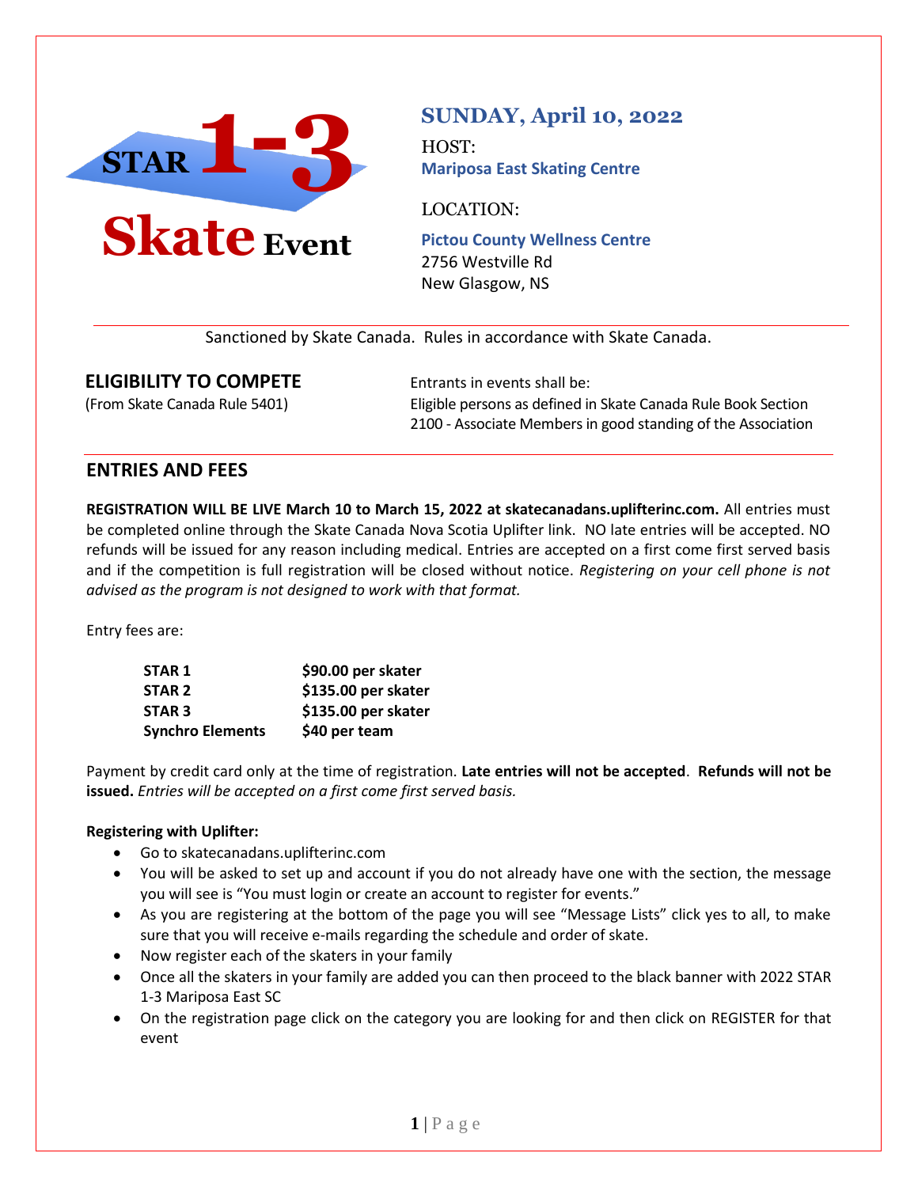# STAR 1-3 Skate Event

## SUNDAY, April 10, 2022

HOST:
**Mariposa East Skating Centre**

LOCATION:

**Pictou County Wellness Centre**
2756 Westville Rd
New Glasgow, NS

Sanctioned by Skate Canada. Rules in accordance with Skate Canada.

## ELIGIBILITY TO COMPETE

(From Skate Canada Rule 5401)

Entrants in events shall be:
Eligible persons as defined in Skate Canada Rule Book Section 2100 - Associate Members in good standing of the Association

## ENTRIES AND FEES

**REGISTRATION WILL BE LIVE March 10 to March 15, 2022 at skatecanadans.uplifterinc.com.** All entries must be completed online through the Skate Canada Nova Scotia Uplifter link. NO late entries will be accepted. NO refunds will be issued for any reason including medical. Entries are accepted on a first come first served basis and if the competition is full registration will be closed without notice. *Registering on your cell phone is not advised as the program is not designed to work with that format.*

Entry fees are:

| | |
|---|---|
| **STAR 1** | **$90.00 per skater** |
| **STAR 2** | **$135.00 per skater** |
| **STAR 3** | **$135.00 per skater** |
| **Synchro Elements** | **$40 per team** |

Payment by credit card only at the time of registration. **Late entries will not be accepted**. **Refunds will not be issued.** *Entries will be accepted on a first come first served basis.*

**Registering with Uplifter:**

- Go to skatecanadans.uplifterinc.com
- You will be asked to set up and account if you do not already have one with the section, the message you will see is "You must login or create an account to register for events."
- As you are registering at the bottom of the page you will see "Message Lists" click yes to all, to make sure that you will receive e-mails regarding the schedule and order of skate.
- Now register each of the skaters in your family
- Once all the skaters in your family are added you can then proceed to the black banner with 2022 STAR 1-3 Mariposa East SC
- On the registration page click on the category you are looking for and then click on REGISTER for that event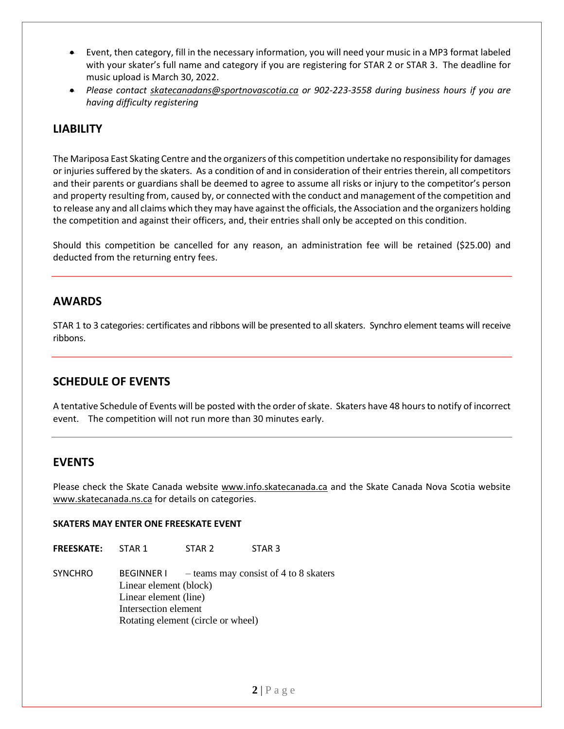- Event, then category, fill in the necessary information, you will need your music in a MP3 format labeled with your skater's full name and category if you are registering for STAR 2 or STAR 3. The deadline for music upload is March 30, 2022.
- *Please contact skatecanadans@sportnovascotia.ca or 902-223-3558 during business hours if you are having difficulty registering*

## LIABILITY

The Mariposa East Skating Centre and the organizers of this competition undertake no responsibility for damages or injuries suffered by the skaters. As a condition of and in consideration of their entries therein, all competitors and their parents or guardians shall be deemed to agree to assume all risks or injury to the competitor's person and property resulting from, caused by, or connected with the conduct and management of the competition and to release any and all claims which they may have against the officials, the Association and the organizers holding the competition and against their officers, and, their entries shall only be accepted on this condition.

Should this competition be cancelled for any reason, an administration fee will be retained ($25.00) and deducted from the returning entry fees.

## AWARDS

STAR 1 to 3 categories: certificates and ribbons will be presented to all skaters. Synchro element teams will receive ribbons.

## SCHEDULE OF EVENTS

A tentative Schedule of Events will be posted with the order of skate. Skaters have 48 hours to notify of incorrect event. The competition will not run more than 30 minutes early.

## EVENTS

Please check the Skate Canada website www.info.skatecanada.ca and the Skate Canada Nova Scotia website www.skatecanada.ns.ca for details on categories.

**SKATERS MAY ENTER ONE FREESKATE EVENT**

**FREESKATE:** STAR 1 STAR 2 STAR 3

SYNCHRO BEGINNER I – teams may consist of 4 to 8 skaters
Linear element (block)
Linear element (line)
Intersection element
Rotating element (circle or wheel)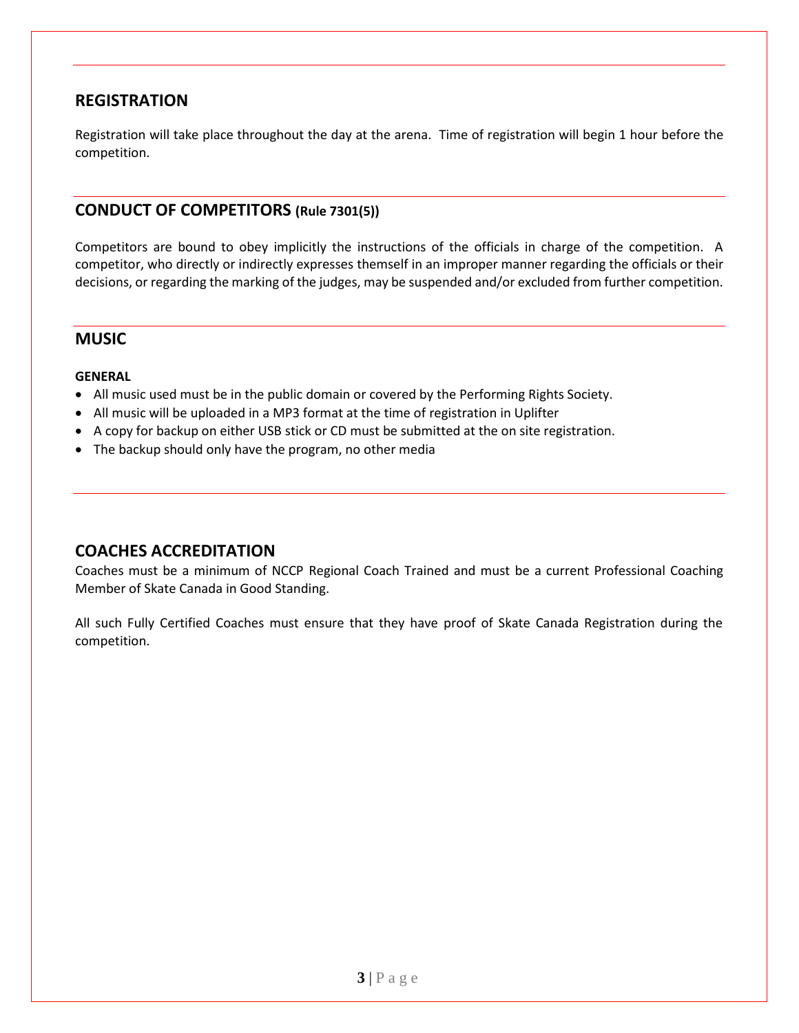## REGISTRATION

Registration will take place throughout the day at the arena. Time of registration will begin 1 hour before the competition.

## CONDUCT OF COMPETITORS (Rule 7301(5))

Competitors are bound to obey implicitly the instructions of the officials in charge of the competition. A competitor, who directly or indirectly expresses themself in an improper manner regarding the officials or their decisions, or regarding the marking of the judges, may be suspended and/or excluded from further competition.

## MUSIC

**GENERAL**

- All music used must be in the public domain or covered by the Performing Rights Society.
- All music will be uploaded in a MP3 format at the time of registration in Uplifter
- A copy for backup on either USB stick or CD must be submitted at the on site registration.
- The backup should only have the program, no other media

## COACHES ACCREDITATION

Coaches must be a minimum of NCCP Regional Coach Trained and must be a current Professional Coaching Member of Skate Canada in Good Standing.

All such Fully Certified Coaches must ensure that they have proof of Skate Canada Registration during the competition.